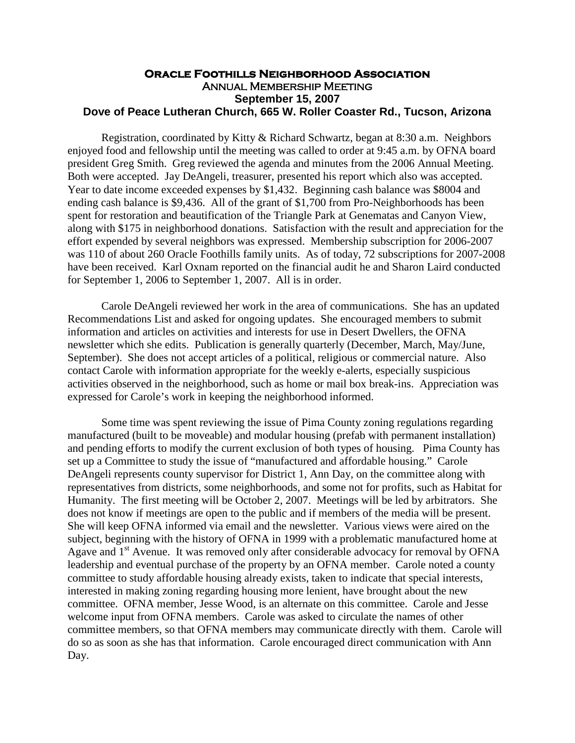# Oracle Foothills Neighborhood Association

## Annual Membership Meeting

### September 15, 2007

### Dove of Peace Lutheran Church, 665 W. Roller Coaster Rd., Tucson, Arizona

Registration, coordinated by Kitty & Richard Schwartz, began at 8:30 a.m. Neighbors enjoyed food and fellowship until the meeting was called to order at 9:45 a.m. by OFNA board president Greg Smith. Greg reviewed the agenda and minutes from the 2006 Annual Meeting. Both were accepted. Jay DeAngeli, treasurer, presented his report which also was accepted. Year to date income exceeded expenses by $1,432. Beginning cash balance was $8004 and ending cash balance is $9,436. All of the grant of $1,700 from Pro-Neighborhoods has been spent for restoration and beautification of the Triangle Park at Genematas and Canyon View, along with $175 in neighborhood donations. Satisfaction with the result and appreciation for the effort expended by several neighbors was expressed. Membership subscription for 2006-2007 was 110 of about 260 Oracle Foothills family units. As of today, 72 subscriptions for 2007-2008 have been received. Karl Oxnam reported on the financial audit he and Sharon Laird conducted for September 1, 2006 to September 1, 2007. All is in order.

Carole DeAngeli reviewed her work in the area of communications. She has an updated Recommendations List and asked for ongoing updates. She encouraged members to submit information and articles on activities and interests for use in Desert Dwellers, the OFNA newsletter which she edits. Publication is generally quarterly (December, March, May/June, September). She does not accept articles of a political, religious or commercial nature. Also contact Carole with information appropriate for the weekly e-alerts, especially suspicious activities observed in the neighborhood, such as home or mail box break-ins. Appreciation was expressed for Carole's work in keeping the neighborhood informed.

Some time was spent reviewing the issue of Pima County zoning regulations regarding manufactured (built to be moveable) and modular housing (prefab with permanent installation) and pending efforts to modify the current exclusion of both types of housing. Pima County has set up a Committee to study the issue of "manufactured and affordable housing." Carole DeAngeli represents county supervisor for District 1, Ann Day, on the committee along with representatives from districts, some neighborhoods, and some not for profits, such as Habitat for Humanity. The first meeting will be October 2, 2007. Meetings will be led by arbitrators. She does not know if meetings are open to the public and if members of the media will be present. She will keep OFNA informed via email and the newsletter. Various views were aired on the subject, beginning with the history of OFNA in 1999 with a problematic manufactured home at Agave and 1st Avenue. It was removed only after considerable advocacy for removal by OFNA leadership and eventual purchase of the property by an OFNA member. Carole noted a county committee to study affordable housing already exists, taken to indicate that special interests, interested in making zoning regarding housing more lenient, have brought about the new committee. OFNA member, Jesse Wood, is an alternate on this committee. Carole and Jesse welcome input from OFNA members. Carole was asked to circulate the names of other committee members, so that OFNA members may communicate directly with them. Carole will do so as soon as she has that information. Carole encouraged direct communication with Ann Day.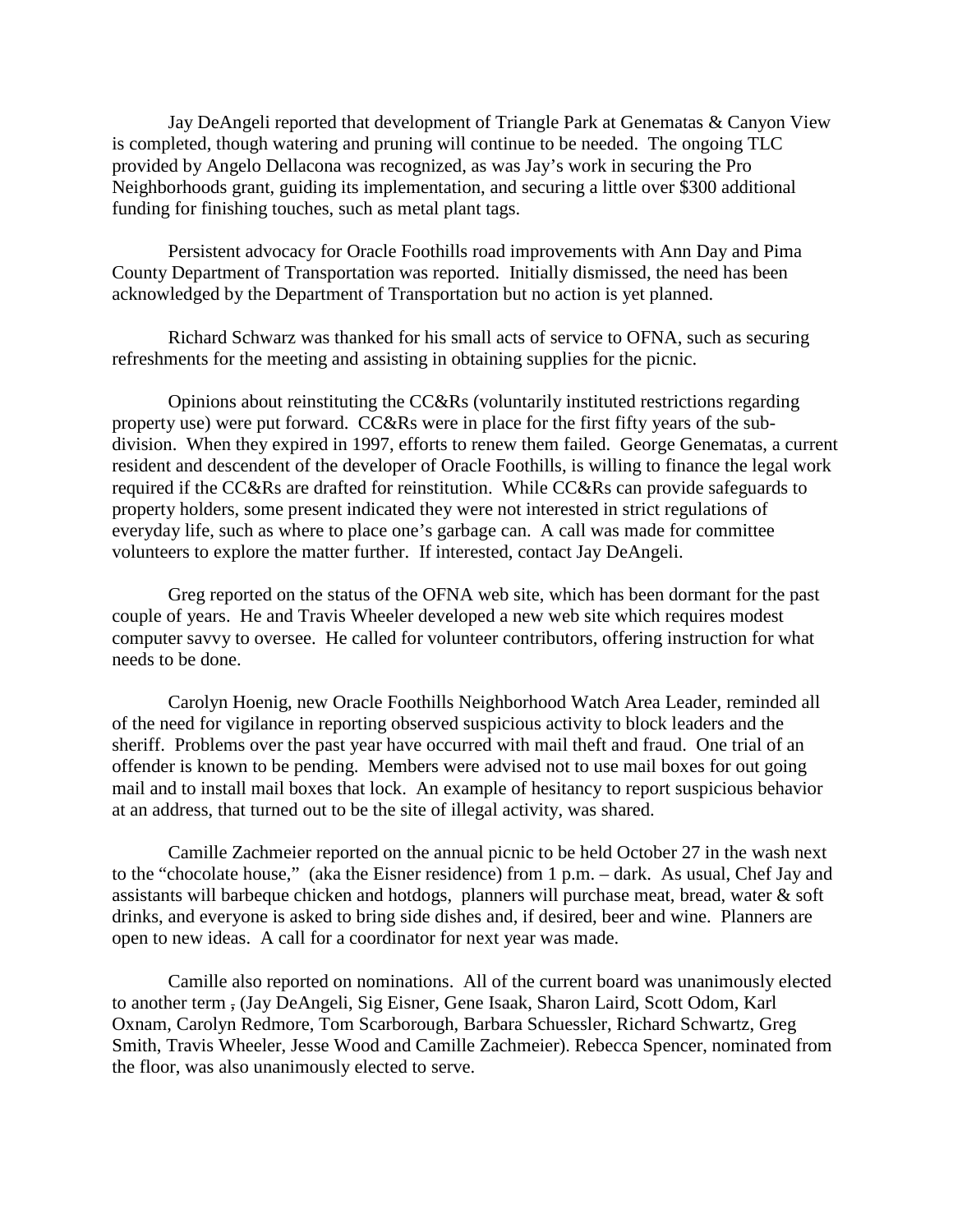Jay DeAngeli reported that development of Triangle Park at Genematas & Canyon View is completed, though watering and pruning will continue to be needed. The ongoing TLC provided by Angelo Dellacona was recognized, as was Jay's work in securing the Pro Neighborhoods grant, guiding its implementation, and securing a little over $300 additional funding for finishing touches, such as metal plant tags.

Persistent advocacy for Oracle Foothills road improvements with Ann Day and Pima County Department of Transportation was reported. Initially dismissed, the need has been acknowledged by the Department of Transportation but no action is yet planned.

Richard Schwarz was thanked for his small acts of service to OFNA, such as securing refreshments for the meeting and assisting in obtaining supplies for the picnic.

Opinions about reinstituting the CC&Rs (voluntarily instituted restrictions regarding property use) were put forward. CC&Rs were in place for the first fifty years of the sub-division. When they expired in 1997, efforts to renew them failed. George Genematas, a current resident and descendent of the developer of Oracle Foothills, is willing to finance the legal work required if the CC&Rs are drafted for reinstitution. While CC&Rs can provide safeguards to property holders, some present indicated they were not interested in strict regulations of everyday life, such as where to place one's garbage can. A call was made for committee volunteers to explore the matter further. If interested, contact Jay DeAngeli.

Greg reported on the status of the OFNA web site, which has been dormant for the past couple of years. He and Travis Wheeler developed a new web site which requires modest computer savvy to oversee. He called for volunteer contributors, offering instruction for what needs to be done.

Carolyn Hoenig, new Oracle Foothills Neighborhood Watch Area Leader, reminded all of the need for vigilance in reporting observed suspicious activity to block leaders and the sheriff. Problems over the past year have occurred with mail theft and fraud. One trial of an offender is known to be pending. Members were advised not to use mail boxes for out going mail and to install mail boxes that lock. An example of hesitancy to report suspicious behavior at an address, that turned out to be the site of illegal activity, was shared.

Camille Zachmeier reported on the annual picnic to be held October 27 in the wash next to the "chocolate house," (aka the Eisner residence) from 1 p.m. – dark. As usual, Chef Jay and assistants will barbeque chicken and hotdogs, planners will purchase meat, bread, water & soft drinks, and everyone is asked to bring side dishes and, if desired, beer and wine. Planners are open to new ideas. A call for a coordinator for next year was made.

Camille also reported on nominations. All of the current board was unanimously elected to another term ~~,~~ (Jay DeAngeli, Sig Eisner, Gene Isaak, Sharon Laird, Scott Odom, Karl Oxnam, Carolyn Redmore, Tom Scarborough, Barbara Schuessler, Richard Schwartz, Greg Smith, Travis Wheeler, Jesse Wood and Camille Zachmeier). Rebecca Spencer, nominated from the floor, was also unanimously elected to serve.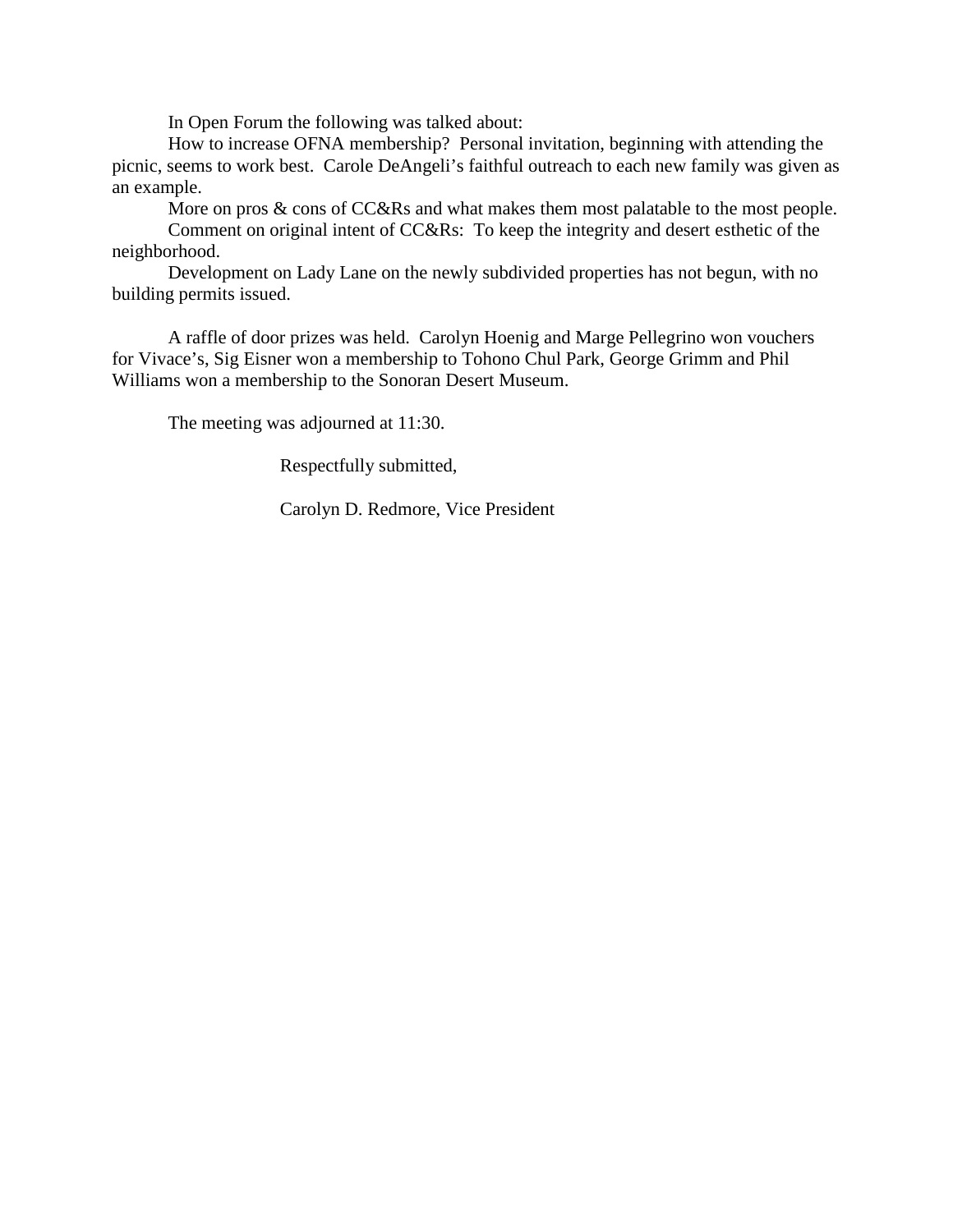In Open Forum the following was talked about:

How to increase OFNA membership? Personal invitation, beginning with attending the picnic, seems to work best. Carole DeAngeli's faithful outreach to each new family was given as an example.

More on pros & cons of CC&Rs and what makes them most palatable to the most people.

Comment on original intent of CC&Rs: To keep the integrity and desert esthetic of the neighborhood.

Development on Lady Lane on the newly subdivided properties has not begun, with no building permits issued.

A raffle of door prizes was held. Carolyn Hoenig and Marge Pellegrino won vouchers for Vivace's, Sig Eisner won a membership to Tohono Chul Park, George Grimm and Phil Williams won a membership to the Sonoran Desert Museum.

The meeting was adjourned at 11:30.

Respectfully submitted,

Carolyn D. Redmore, Vice President